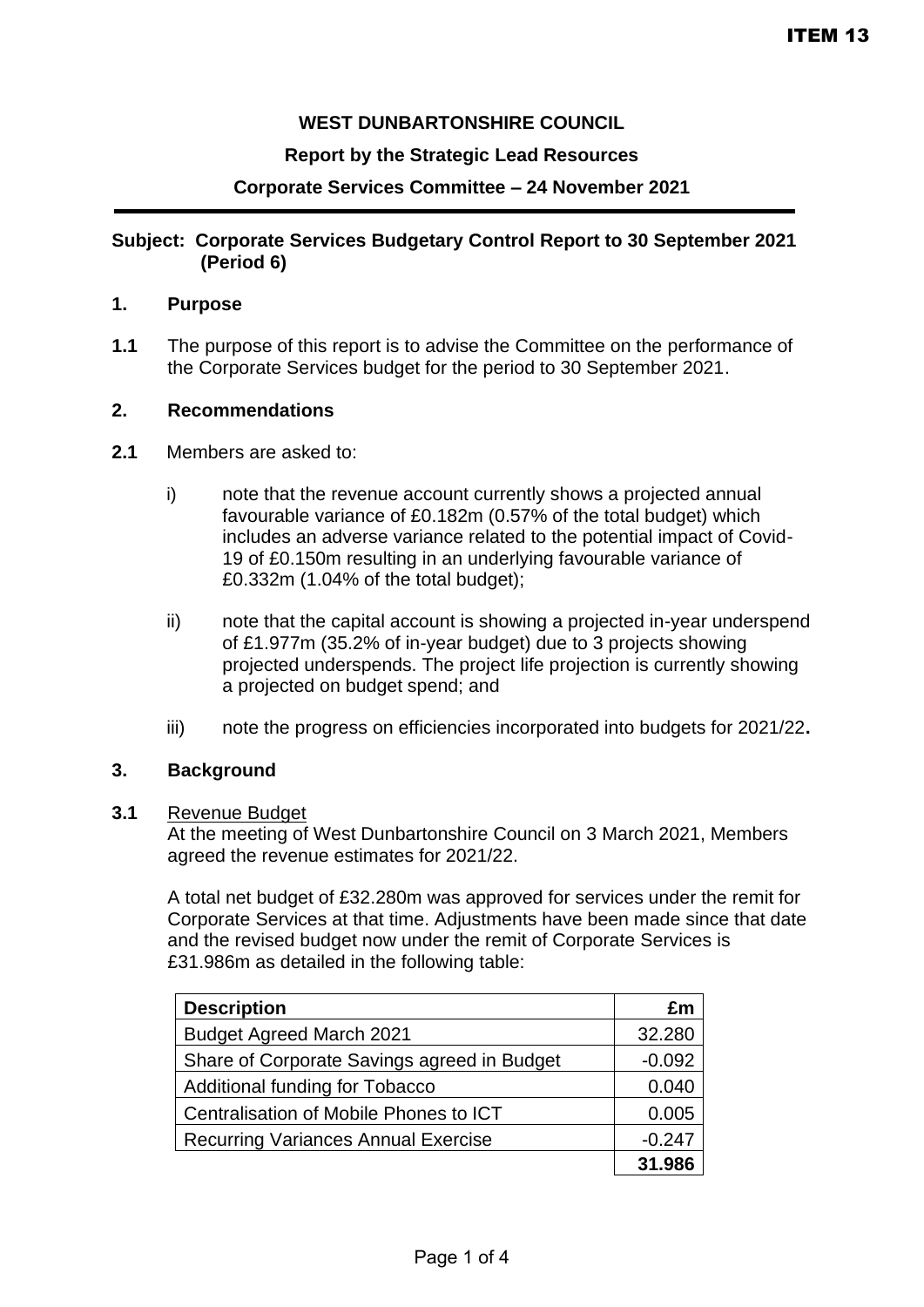ITEM 13

**WEST DUNBARTONSHIRE COUNCIL**

**Report by the Strategic Lead Resources**

**Corporate Services Committee – 24 November 2021**

---

**Subject: Corporate Services Budgetary Control Report to 30 September 2021 (Period 6)**

## 1. Purpose

**1.1** The purpose of this report is to advise the Committee on the performance of the Corporate Services budget for the period to 30 September 2021.

## 2. Recommendations

**2.1** Members are asked to:

i) note that the revenue account currently shows a projected annual favourable variance of £0.182m (0.57% of the total budget) which includes an adverse variance related to the potential impact of Covid-19 of £0.150m resulting in an underlying favourable variance of £0.332m (1.04% of the total budget);

ii) note that the capital account is showing a projected in-year underspend of £1.977m (35.2% of in-year budget) due to 3 projects showing projected underspends. The project life projection is currently showing a projected on budget spend; and

iii) note the progress on efficiencies incorporated into budgets for 2021/22**.**

## 3. Background

**3.1** Revenue Budget

At the meeting of West Dunbartonshire Council on 3 March 2021, Members agreed the revenue estimates for 2021/22.

A total net budget of £32.280m was approved for services under the remit for Corporate Services at that time. Adjustments have been made since that date and the revised budget now under the remit of Corporate Services is £31.986m as detailed in the following table:

| Description | £m |
|---|---:|
| Budget Agreed March 2021 | 32.280 |
| Share of Corporate Savings agreed in Budget | -0.092 |
| Additional funding for Tobacco | 0.040 |
| Centralisation of Mobile Phones to ICT | 0.005 |
| Recurring Variances Annual Exercise | -0.247 |
| | **31.986** |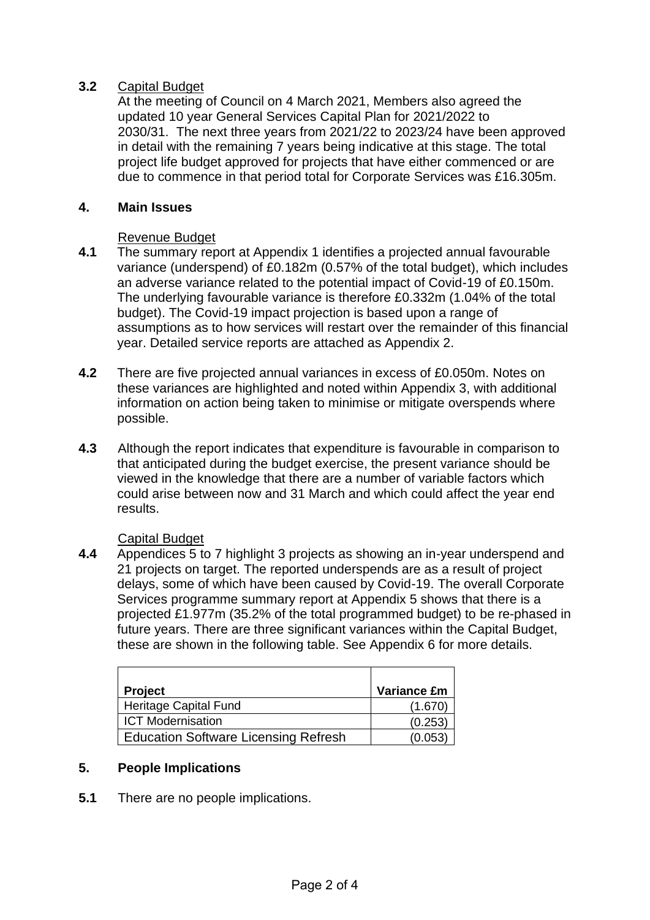**3.2** Capital Budget

At the meeting of Council on 4 March 2021, Members also agreed the updated 10 year General Services Capital Plan for 2021/2022 to 2030/31. The next three years from 2021/22 to 2023/24 have been approved in detail with the remaining 7 years being indicative at this stage. The total project life budget approved for projects that have either commenced or are due to commence in that period total for Corporate Services was £16.305m.

## 4. Main Issues

Revenue Budget

**4.1** The summary report at Appendix 1 identifies a projected annual favourable variance (underspend) of £0.182m (0.57% of the total budget), which includes an adverse variance related to the potential impact of Covid-19 of £0.150m. The underlying favourable variance is therefore £0.332m (1.04% of the total budget). The Covid-19 impact projection is based upon a range of assumptions as to how services will restart over the remainder of this financial year. Detailed service reports are attached as Appendix 2.

**4.2** There are five projected annual variances in excess of £0.050m. Notes on these variances are highlighted and noted within Appendix 3, with additional information on action being taken to minimise or mitigate overspends where possible.

**4.3** Although the report indicates that expenditure is favourable in comparison to that anticipated during the budget exercise, the present variance should be viewed in the knowledge that there are a number of variable factors which could arise between now and 31 March and which could affect the year end results.

Capital Budget

**4.4** Appendices 5 to 7 highlight 3 projects as showing an in-year underspend and 21 projects on target. The reported underspends are as a result of project delays, some of which have been caused by Covid-19. The overall Corporate Services programme summary report at Appendix 5 shows that there is a projected £1.977m (35.2% of the total programmed budget) to be re-phased in future years. There are three significant variances within the Capital Budget, these are shown in the following table. See Appendix 6 for more details.

| Project | Variance £m |
|---|---|
| Heritage Capital Fund | (1.670) |
| ICT Modernisation | (0.253) |
| Education Software Licensing Refresh | (0.053) |

## 5. People Implications

**5.1** There are no people implications.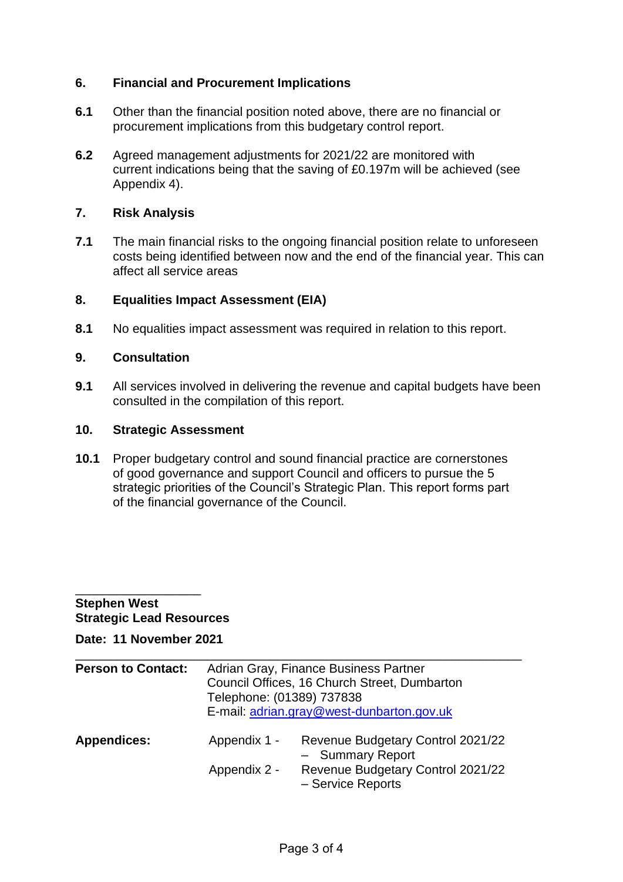## 6. Financial and Procurement Implications

**6.1** Other than the financial position noted above, there are no financial or procurement implications from this budgetary control report.

**6.2** Agreed management adjustments for 2021/22 are monitored with current indications being that the saving of £0.197m will be achieved (see Appendix 4).

## 7. Risk Analysis

**7.1** The main financial risks to the ongoing financial position relate to unforeseen costs being identified between now and the end of the financial year. This can affect all service areas

## 8. Equalities Impact Assessment (EIA)

**8.1** No equalities impact assessment was required in relation to this report.

## 9. Consultation

**9.1** All services involved in delivering the revenue and capital budgets have been consulted in the compilation of this report.

## 10. Strategic Assessment

**10.1** Proper budgetary control and sound financial practice are cornerstones of good governance and support Council and officers to pursue the 5 strategic priorities of the Council's Strategic Plan. This report forms part of the financial governance of the Council.

___________________

**Stephen West**
**Strategic Lead Resources**

**Date: 11 November 2021**

---

| | | |
|---|---|---|
| **Person to Contact:** | Adrian Gray, Finance Business Partner<br>Council Offices, 16 Church Street, Dumbarton<br>Telephone: (01389) 737838<br>E-mail: adrian.gray@west-dunbarton.gov.uk | |
| **Appendices:** | Appendix 1 - | Revenue Budgetary Control 2021/22 – Summary Report |
| | Appendix 2 - | Revenue Budgetary Control 2021/22 – Service Reports |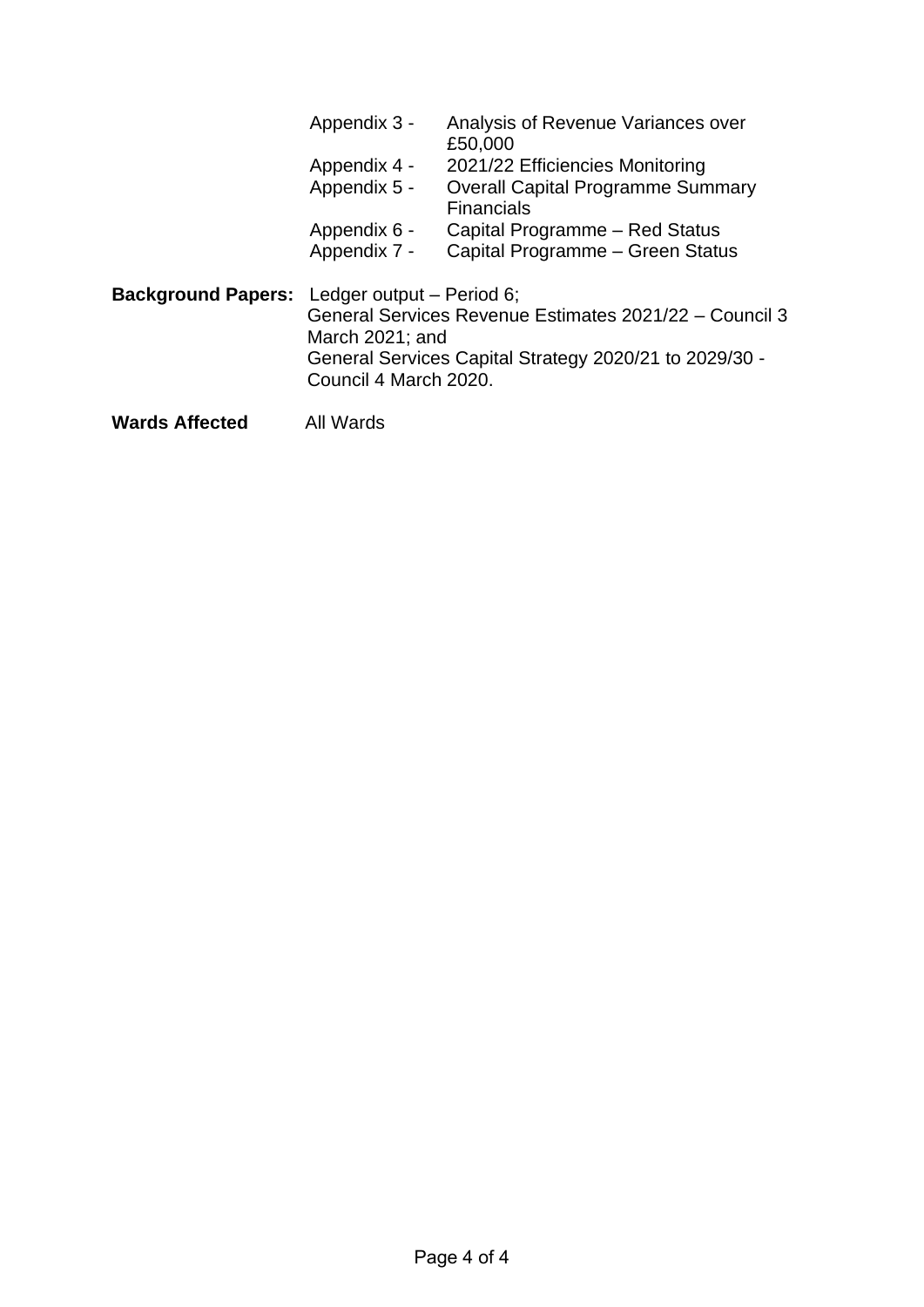| | | |
|---|---|---|
| | Appendix 3 - | Analysis of Revenue Variances over £50,000 |
| | Appendix 4 - | 2021/22 Efficiencies Monitoring |
| | Appendix 5 - | Overall Capital Programme Summary Financials |
| | Appendix 6 - | Capital Programme – Red Status |
| | Appendix 7 - | Capital Programme – Green Status |

**Background Papers:** Ledger output – Period 6;
General Services Revenue Estimates 2021/22 – Council 3 March 2021; and
General Services Capital Strategy 2020/21 to 2029/30 - Council 4 March 2020.

**Wards Affected** All Wards